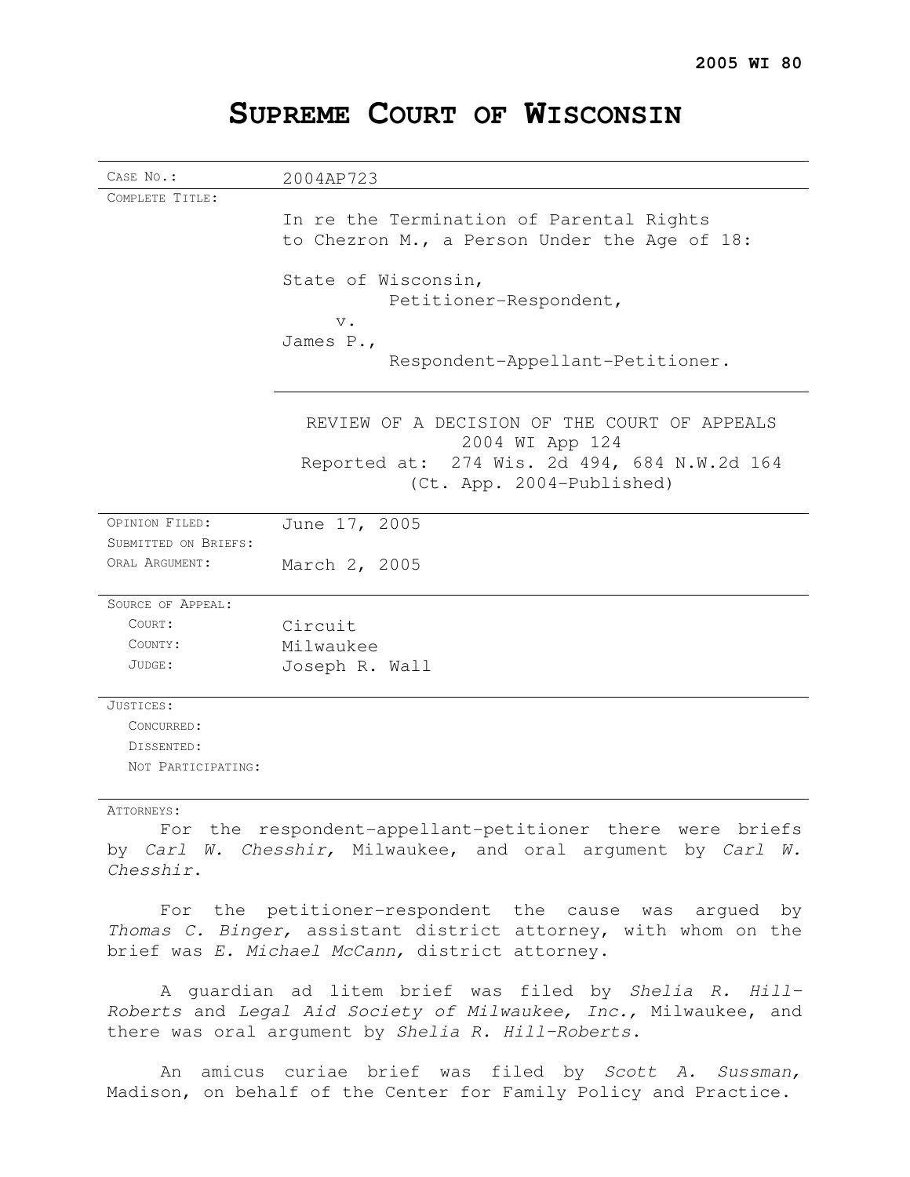**2005 WI 80**

# SUPREME COURT OF WISCONSIN

| | |
|---|---|
| CASE NO.: | 2004AP723 |
| COMPLETE TITLE: | In re the Termination of Parental Rights to Chezron M., a Person Under the Age of 18:<br><br>State of Wisconsin,<br>Petitioner-Respondent,<br>v.<br>James P.,<br>Respondent-Appellant-Petitioner. |
| | REVIEW OF A DECISION OF THE COURT OF APPEALS<br>2004 WI App 124<br>Reported at: 274 Wis. 2d 494, 684 N.W.2d 164<br>(Ct. App. 2004-Published) |
| OPINION FILED: | June 17, 2005 |
| SUBMITTED ON BRIEFS: | |
| ORAL ARGUMENT: | March 2, 2005 |
| SOURCE OF APPEAL: | |
| COURT: | Circuit |
| COUNTY: | Milwaukee |
| JUDGE: | Joseph R. Wall |
| JUSTICES: | |
| CONCURRED: | |
| DISSENTED: | |
| NOT PARTICIPATING: | |

ATTORNEYS:

For the respondent-appellant-petitioner there were briefs by *Carl W. Chesshir,* Milwaukee, and oral argument by *Carl W. Chesshir*.

For the petitioner-respondent the cause was argued by *Thomas C. Binger,* assistant district attorney, with whom on the brief was *E. Michael McCann,* district attorney.

A guardian ad litem brief was filed by *Shelia R. Hill-Roberts* and *Legal Aid Society of Milwaukee, Inc.,* Milwaukee, and there was oral argument by *Shelia R. Hill-Roberts*.

An amicus curiae brief was filed by *Scott A. Sussman,* Madison, on behalf of the Center for Family Policy and Practice.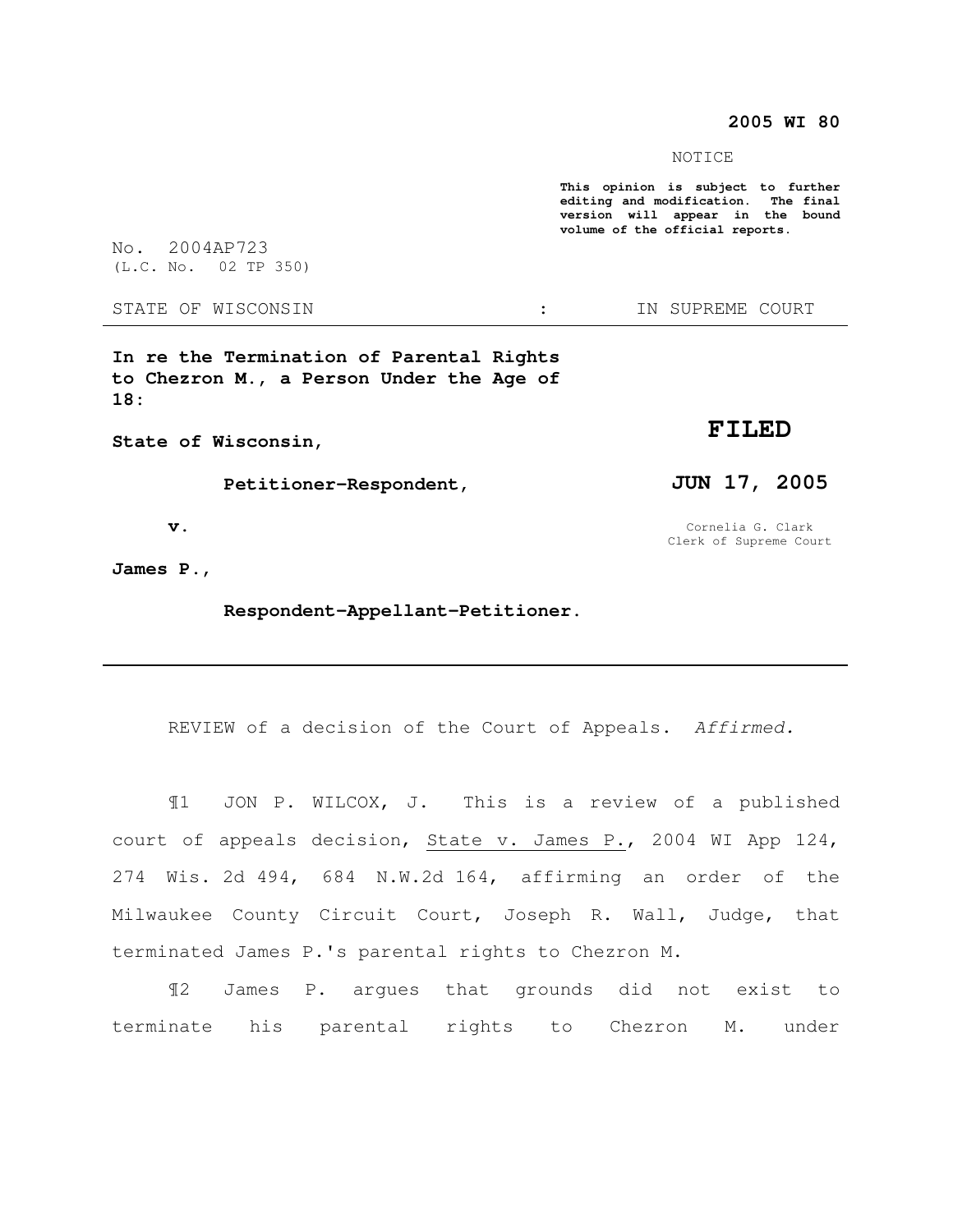**2005 WI 80**

NOTICE

**This opinion is subject to further editing and modification. The final version will appear in the bound volume of the official reports.**

No. 2004AP723
(L.C. No. 02 TP 350)

STATE OF WISCONSIN : IN SUPREME COURT

---

**In re the Termination of Parental Rights to Chezron M., a Person Under the Age of 18:**

**State of Wisconsin,**

**Petitioner-Respondent,**

**v.**

**James P.,**

**Respondent-Appellant-Petitioner.**

**FILED**

**JUN 17, 2005**

Cornelia G. Clark
Clerk of Supreme Court

---

REVIEW of a decision of the Court of Appeals. *Affirmed.*

¶1 JON P. WILCOX, J. This is a review of a published court of appeals decision, State v. James P., 2004 WI App 124, 274 Wis. 2d 494, 684 N.W.2d 164, affirming an order of the Milwaukee County Circuit Court, Joseph R. Wall, Judge, that terminated James P.'s parental rights to Chezron M.

¶2 James P. argues that grounds did not exist to terminate his parental rights to Chezron M. under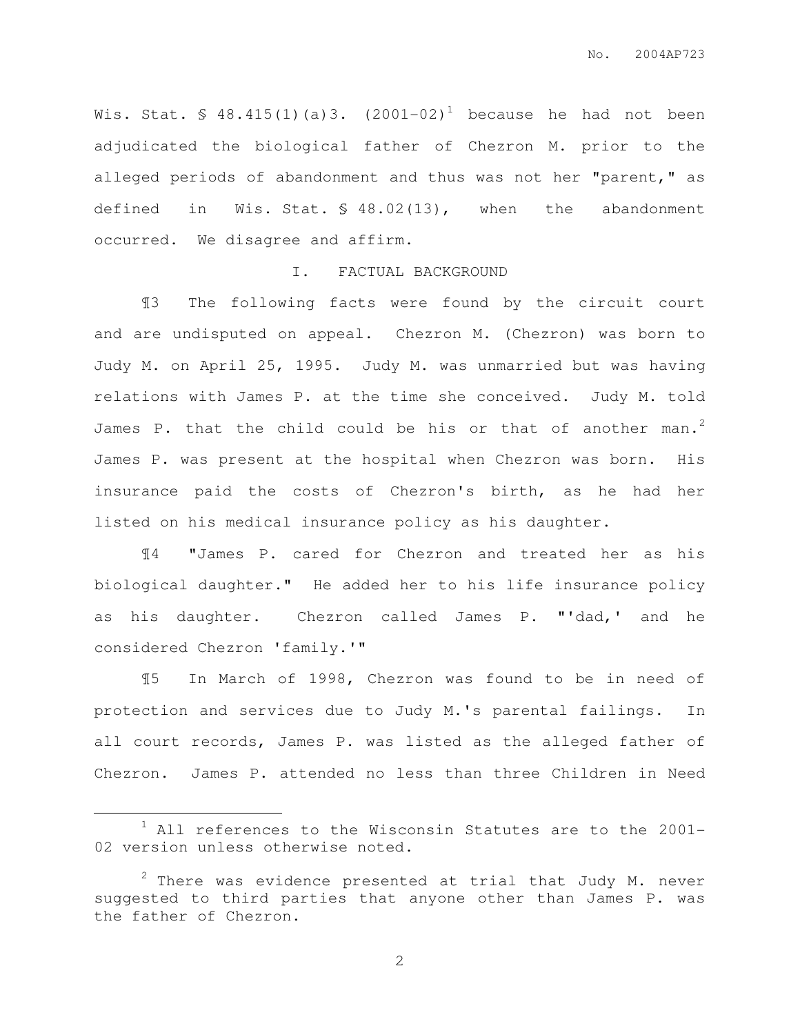Wis. Stat. § 48.415(1)(a)3. (2001-02)[1] because he had not been adjudicated the biological father of Chezron M. prior to the alleged periods of abandonment and thus was not her "parent," as defined in Wis. Stat. § 48.02(13), when the abandonment occurred. We disagree and affirm.

## I. FACTUAL BACKGROUND

¶3 The following facts were found by the circuit court and are undisputed on appeal. Chezron M. (Chezron) was born to Judy M. on April 25, 1995. Judy M. was unmarried but was having relations with James P. at the time she conceived. Judy M. told James P. that the child could be his or that of another man.[2] James P. was present at the hospital when Chezron was born. His insurance paid the costs of Chezron's birth, as he had her listed on his medical insurance policy as his daughter.

¶4 "James P. cared for Chezron and treated her as his biological daughter." He added her to his life insurance policy as his daughter. Chezron called James P. "'dad,' and he considered Chezron 'family.'"

¶5 In March of 1998, Chezron was found to be in need of protection and services due to Judy M.'s parental failings. In all court records, James P. was listed as the alleged father of Chezron. James P. attended no less than three Children in Need

---

[1] All references to the Wisconsin Statutes are to the 2001-02 version unless otherwise noted.

[2] There was evidence presented at trial that Judy M. never suggested to third parties that anyone other than James P. was the father of Chezron.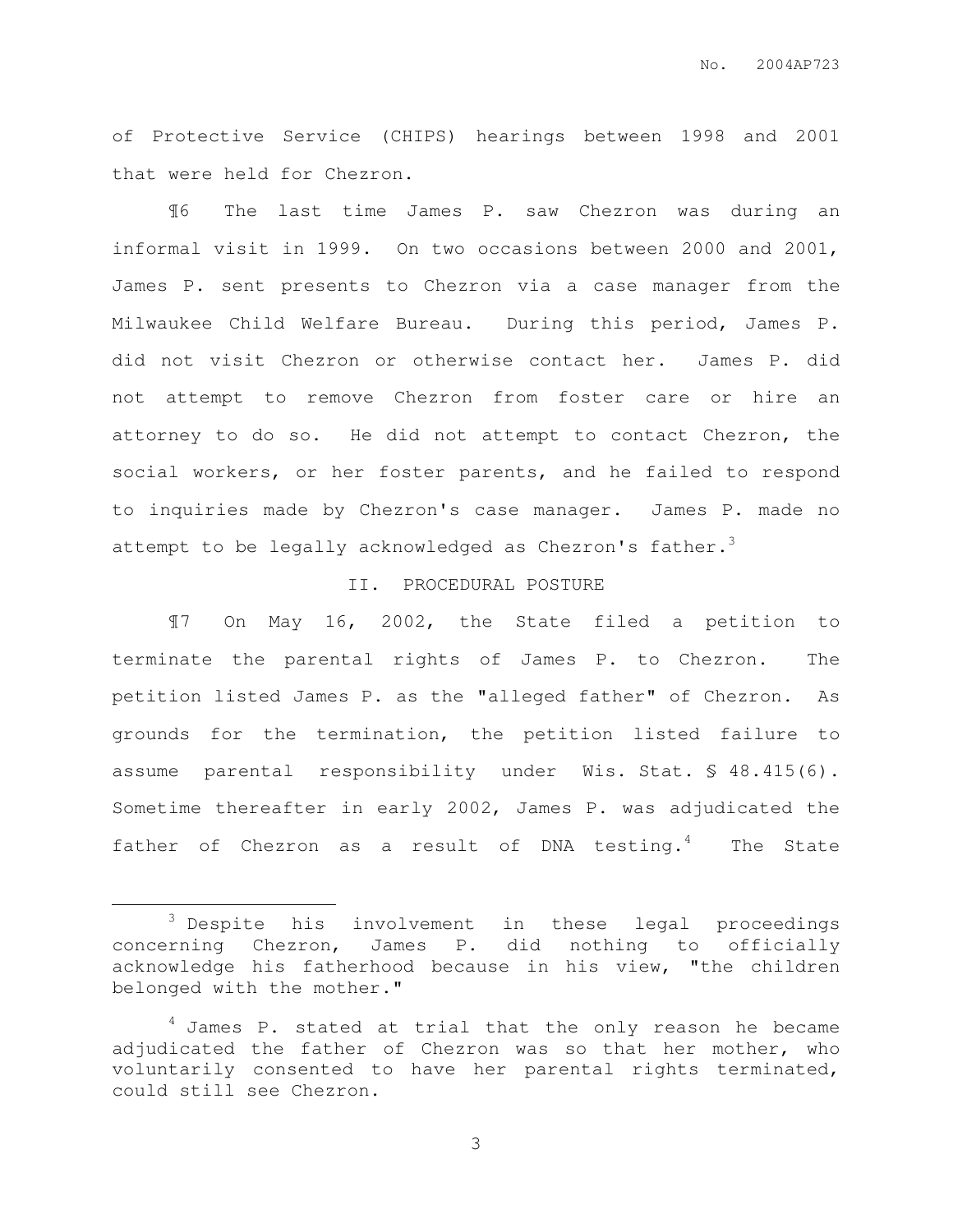of Protective Service (CHIPS) hearings between 1998 and 2001 that were held for Chezron.

¶6 The last time James P. saw Chezron was during an informal visit in 1999. On two occasions between 2000 and 2001, James P. sent presents to Chezron via a case manager from the Milwaukee Child Welfare Bureau. During this period, James P. did not visit Chezron or otherwise contact her. James P. did not attempt to remove Chezron from foster care or hire an attorney to do so. He did not attempt to contact Chezron, the social workers, or her foster parents, and he failed to respond to inquiries made by Chezron's case manager. James P. made no attempt to be legally acknowledged as Chezron's father.[3]

## II. PROCEDURAL POSTURE

¶7 On May 16, 2002, the State filed a petition to terminate the parental rights of James P. to Chezron. The petition listed James P. as the "alleged father" of Chezron. As grounds for the termination, the petition listed failure to assume parental responsibility under Wis. Stat. § 48.415(6). Sometime thereafter in early 2002, James P. was adjudicated the father of Chezron as a result of DNA testing.[4] The State

---

[3] Despite his involvement in these legal proceedings concerning Chezron, James P. did nothing to officially acknowledge his fatherhood because in his view, "the children belonged with the mother."

[4] James P. stated at trial that the only reason he became adjudicated the father of Chezron was so that her mother, who voluntarily consented to have her parental rights terminated, could still see Chezron.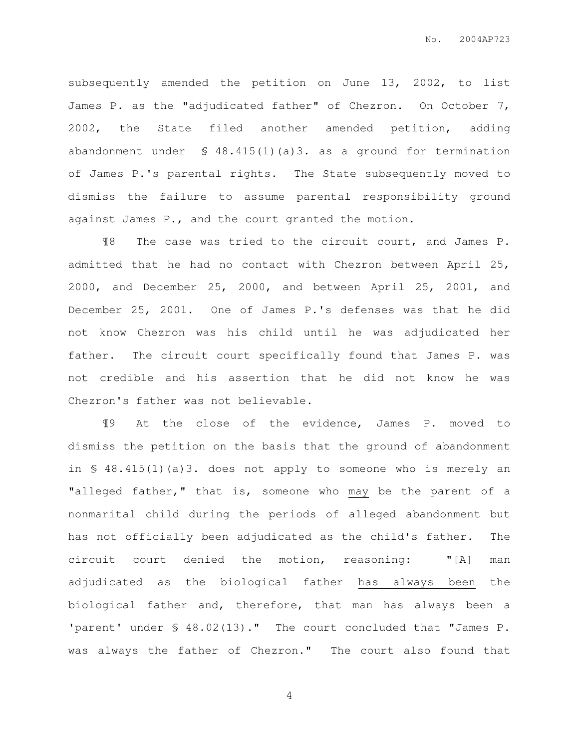subsequently amended the petition on June 13, 2002, to list James P. as the "adjudicated father" of Chezron. On October 7, 2002, the State filed another amended petition, adding abandonment under § 48.415(1)(a)3. as a ground for termination of James P.'s parental rights. The State subsequently moved to dismiss the failure to assume parental responsibility ground against James P., and the court granted the motion.

¶8 The case was tried to the circuit court, and James P. admitted that he had no contact with Chezron between April 25, 2000, and December 25, 2000, and between April 25, 2001, and December 25, 2001. One of James P.'s defenses was that he did not know Chezron was his child until he was adjudicated her father. The circuit court specifically found that James P. was not credible and his assertion that he did not know he was Chezron's father was not believable.

¶9 At the close of the evidence, James P. moved to dismiss the petition on the basis that the ground of abandonment in § 48.415(1)(a)3. does not apply to someone who is merely an "alleged father," that is, someone who <u>may</u> be the parent of a nonmarital child during the periods of alleged abandonment but has not officially been adjudicated as the child's father. The circuit court denied the motion, reasoning: "[A] man adjudicated as the biological father <u>has always been</u> the biological father and, therefore, that man has always been a 'parent' under § 48.02(13)." The court concluded that "James P. was always the father of Chezron." The court also found that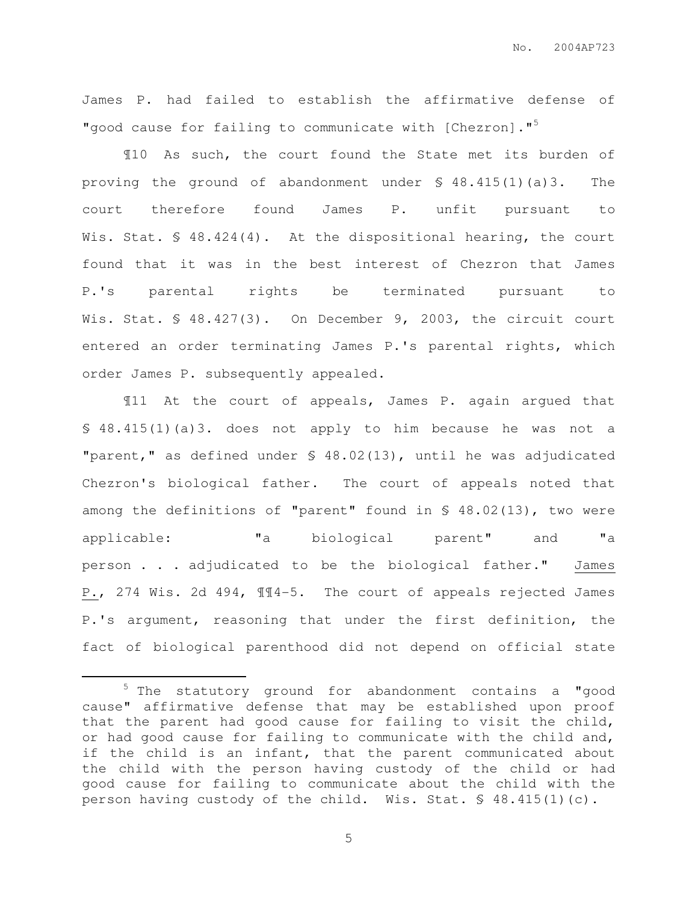James P. had failed to establish the affirmative defense of "good cause for failing to communicate with [Chezron]."[5]

¶10 As such, the court found the State met its burden of proving the ground of abandonment under § 48.415(1)(a)3. The court therefore found James P. unfit pursuant to Wis. Stat. § 48.424(4). At the dispositional hearing, the court found that it was in the best interest of Chezron that James P.'s parental rights be terminated pursuant to Wis. Stat. § 48.427(3). On December 9, 2003, the circuit court entered an order terminating James P.'s parental rights, which order James P. subsequently appealed.

¶11 At the court of appeals, James P. again argued that § 48.415(1)(a)3. does not apply to him because he was not a "parent," as defined under § 48.02(13), until he was adjudicated Chezron's biological father. The court of appeals noted that among the definitions of "parent" found in § 48.02(13), two were applicable: "a biological parent" and "a person . . . adjudicated to be the biological father." James P., 274 Wis. 2d 494, ¶¶4-5. The court of appeals rejected James P.'s argument, reasoning that under the first definition, the fact of biological parenthood did not depend on official state

[5] The statutory ground for abandonment contains a "good cause" affirmative defense that may be established upon proof that the parent had good cause for failing to visit the child, or had good cause for failing to communicate with the child and, if the child is an infant, that the parent communicated about the child with the person having custody of the child or had good cause for failing to communicate about the child with the person having custody of the child. Wis. Stat. § 48.415(1)(c).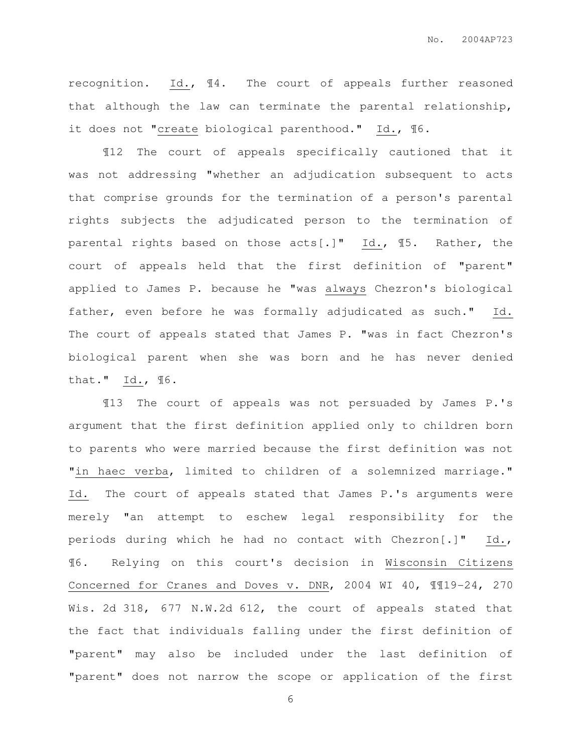recognition. Id., ¶4. The court of appeals further reasoned that although the law can terminate the parental relationship, it does not "create biological parenthood." Id., ¶6.

¶12 The court of appeals specifically cautioned that it was not addressing "whether an adjudication subsequent to acts that comprise grounds for the termination of a person's parental rights subjects the adjudicated person to the termination of parental rights based on those acts[.]" Id., ¶5. Rather, the court of appeals held that the first definition of "parent" applied to James P. because he "was always Chezron's biological father, even before he was formally adjudicated as such." Id. The court of appeals stated that James P. "was in fact Chezron's biological parent when she was born and he has never denied that." Id., ¶6.

¶13 The court of appeals was not persuaded by James P.'s argument that the first definition applied only to children born to parents who were married because the first definition was not "in haec verba, limited to children of a solemnized marriage." Id. The court of appeals stated that James P.'s arguments were merely "an attempt to eschew legal responsibility for the periods during which he had no contact with Chezron[.]" Id., ¶6. Relying on this court's decision in Wisconsin Citizens Concerned for Cranes and Doves v. DNR, 2004 WI 40, ¶¶19-24, 270 Wis. 2d 318, 677 N.W.2d 612, the court of appeals stated that the fact that individuals falling under the first definition of "parent" may also be included under the last definition of "parent" does not narrow the scope or application of the first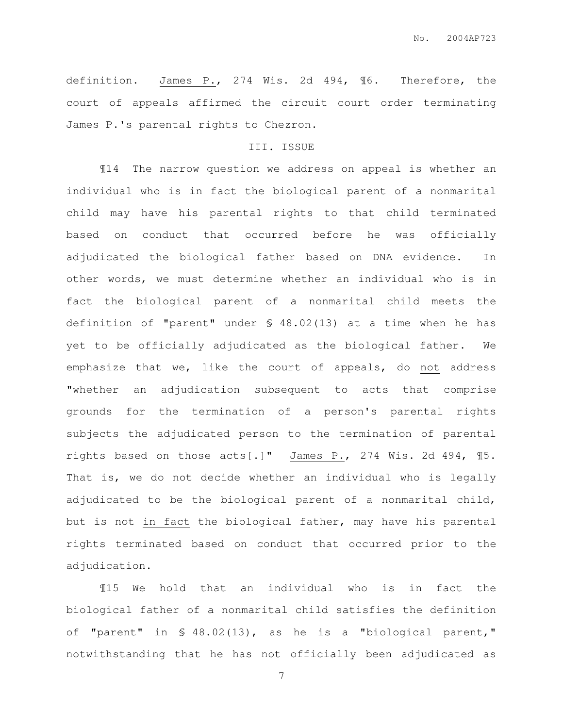definition. James P., 274 Wis. 2d 494, ¶6. Therefore, the court of appeals affirmed the circuit court order terminating James P.'s parental rights to Chezron.

## III. ISSUE

¶14 The narrow question we address on appeal is whether an individual who is in fact the biological parent of a nonmarital child may have his parental rights to that child terminated based on conduct that occurred before he was officially adjudicated the biological father based on DNA evidence. In other words, we must determine whether an individual who is in fact the biological parent of a nonmarital child meets the definition of "parent" under § 48.02(13) at a time when he has yet to be officially adjudicated as the biological father. We emphasize that we, like the court of appeals, do not address "whether an adjudication subsequent to acts that comprise grounds for the termination of a person's parental rights subjects the adjudicated person to the termination of parental rights based on those acts[.]" James P., 274 Wis. 2d 494, ¶5. That is, we do not decide whether an individual who is legally adjudicated to be the biological parent of a nonmarital child, but is not in fact the biological father, may have his parental rights terminated based on conduct that occurred prior to the adjudication.

¶15 We hold that an individual who is in fact the biological father of a nonmarital child satisfies the definition of "parent" in § 48.02(13), as he is a "biological parent," notwithstanding that he has not officially been adjudicated as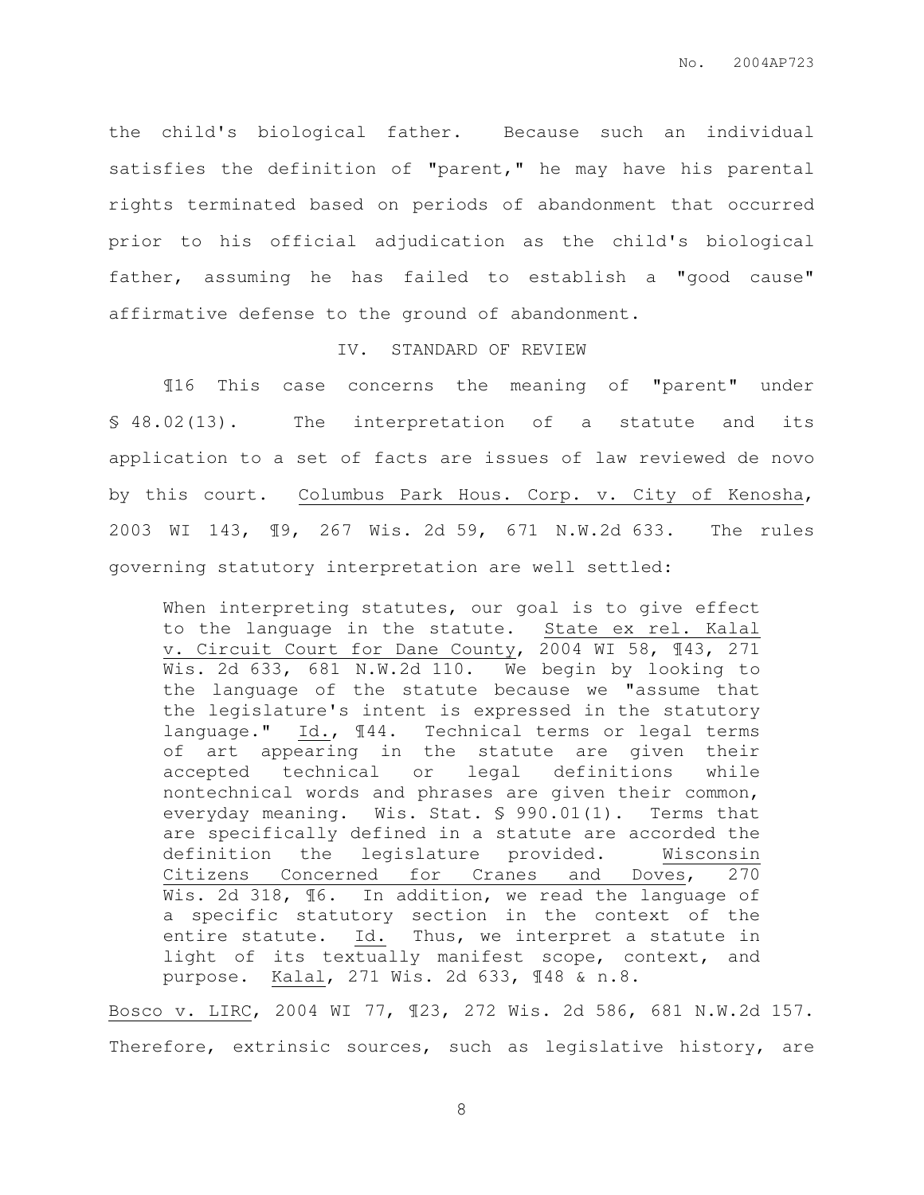the child's biological father. Because such an individual satisfies the definition of "parent," he may have his parental rights terminated based on periods of abandonment that occurred prior to his official adjudication as the child's biological father, assuming he has failed to establish a "good cause" affirmative defense to the ground of abandonment.

## IV. STANDARD OF REVIEW

¶16 This case concerns the meaning of "parent" under § 48.02(13). The interpretation of a statute and its application to a set of facts are issues of law reviewed de novo by this court. Columbus Park Hous. Corp. v. City of Kenosha, 2003 WI 143, ¶9, 267 Wis. 2d 59, 671 N.W.2d 633. The rules governing statutory interpretation are well settled:

> When interpreting statutes, our goal is to give effect to the language in the statute. State ex rel. Kalal v. Circuit Court for Dane County, 2004 WI 58, ¶43, 271 Wis. 2d 633, 681 N.W.2d 110. We begin by looking to the language of the statute because we "assume that the legislature's intent is expressed in the statutory language." Id., ¶44. Technical terms or legal terms of art appearing in the statute are given their accepted technical or legal definitions while nontechnical words and phrases are given their common, everyday meaning. Wis. Stat. § 990.01(1). Terms that are specifically defined in a statute are accorded the definition the legislature provided. Wisconsin Citizens Concerned for Cranes and Doves, 270 Wis. 2d 318, ¶6. In addition, we read the language of a specific statutory section in the context of the entire statute. Id. Thus, we interpret a statute in light of its textually manifest scope, context, and purpose. Kalal, 271 Wis. 2d 633, ¶48 & n.8.

Bosco v. LIRC, 2004 WI 77, ¶23, 272 Wis. 2d 586, 681 N.W.2d 157. Therefore, extrinsic sources, such as legislative history, are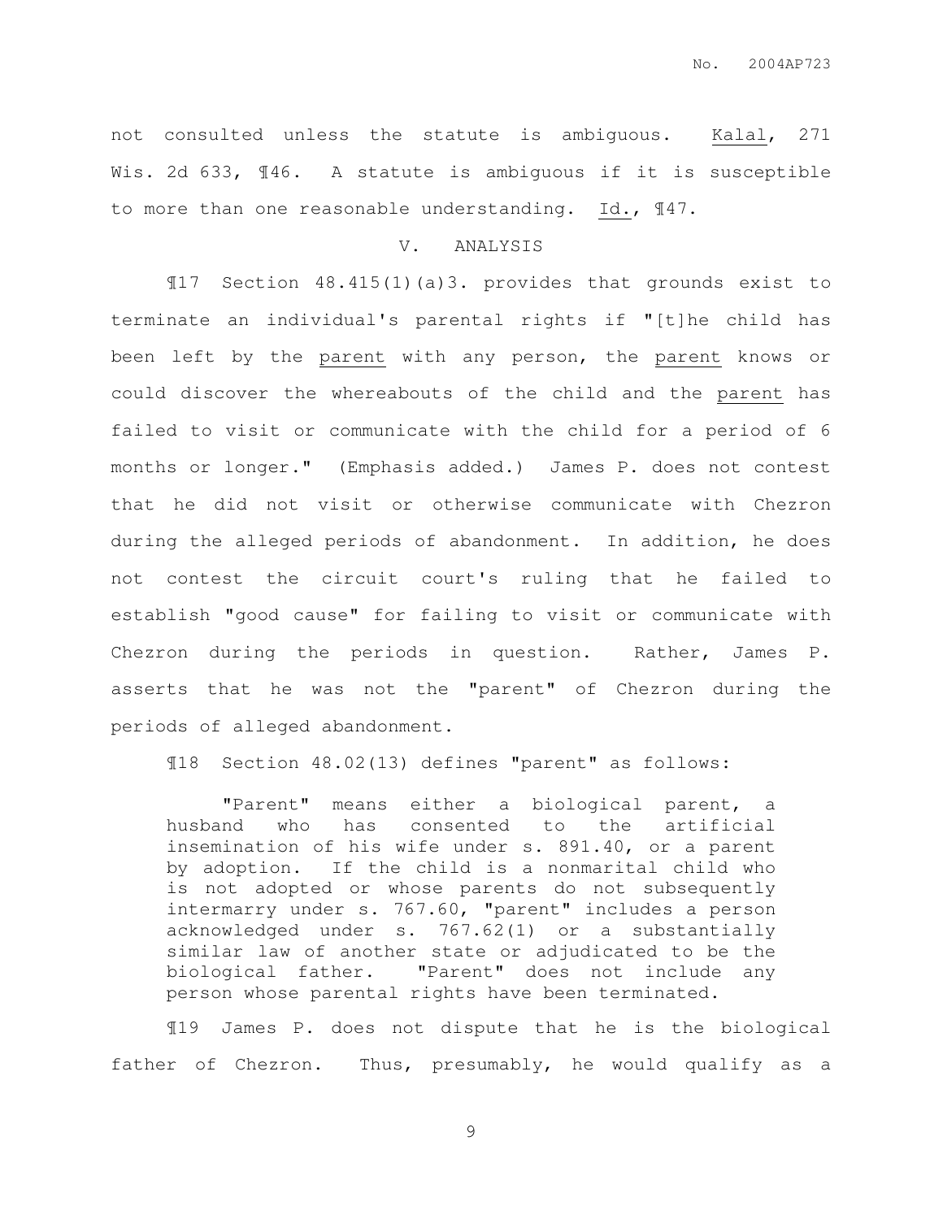not consulted unless the statute is ambiguous. Kalal, 271 Wis. 2d 633, ¶46. A statute is ambiguous if it is susceptible to more than one reasonable understanding. Id., ¶47.

## V. ANALYSIS

¶17 Section 48.415(1)(a)3. provides that grounds exist to terminate an individual's parental rights if "[t]he child has been left by the <u>parent</u> with any person, the <u>parent</u> knows or could discover the whereabouts of the child and the <u>parent</u> has failed to visit or communicate with the child for a period of 6 months or longer." (Emphasis added.) James P. does not contest that he did not visit or otherwise communicate with Chezron during the alleged periods of abandonment. In addition, he does not contest the circuit court's ruling that he failed to establish "good cause" for failing to visit or communicate with Chezron during the periods in question. Rather, James P. asserts that he was not the "parent" of Chezron during the periods of alleged abandonment.

¶18 Section 48.02(13) defines "parent" as follows:

> "Parent" means either a biological parent, a husband who has consented to the artificial insemination of his wife under s. 891.40, or a parent by adoption. If the child is a nonmarital child who is not adopted or whose parents do not subsequently intermarry under s. 767.60, "parent" includes a person acknowledged under s. 767.62(1) or a substantially similar law of another state or adjudicated to be the biological father. "Parent" does not include any person whose parental rights have been terminated.

¶19 James P. does not dispute that he is the biological father of Chezron. Thus, presumably, he would qualify as a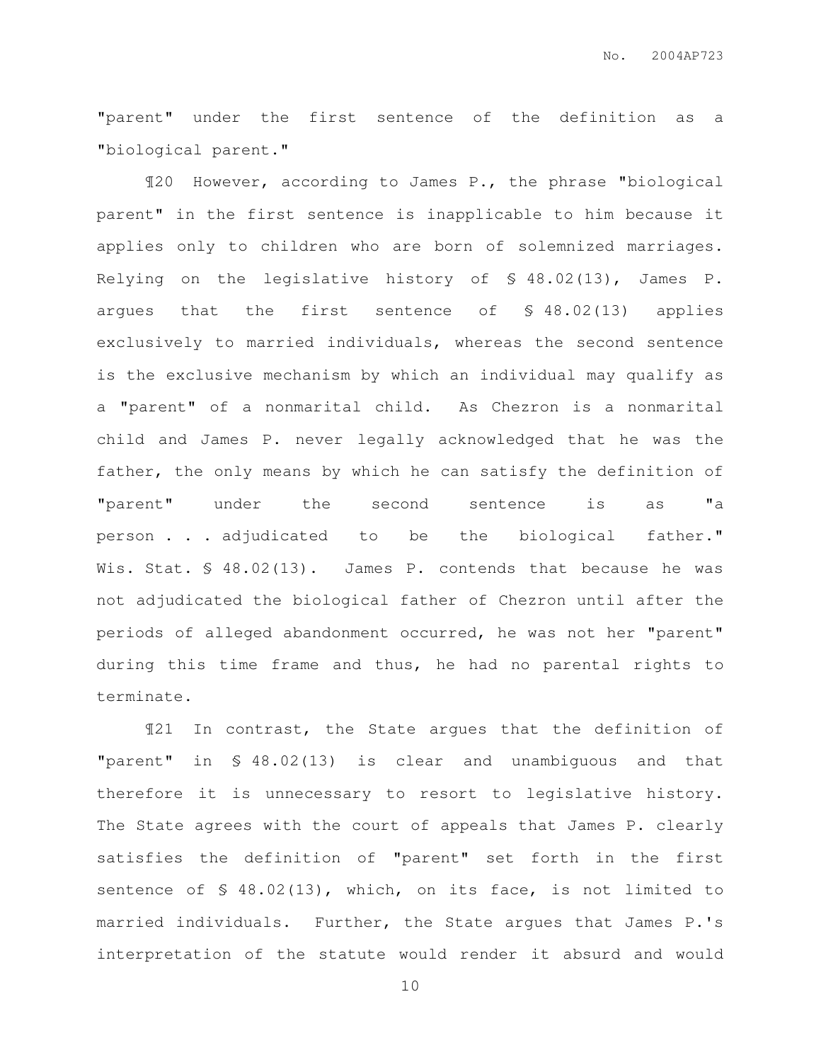"parent" under the first sentence of the definition as a "biological parent."

¶20 However, according to James P., the phrase "biological parent" in the first sentence is inapplicable to him because it applies only to children who are born of solemnized marriages. Relying on the legislative history of § 48.02(13), James P. argues that the first sentence of § 48.02(13) applies exclusively to married individuals, whereas the second sentence is the exclusive mechanism by which an individual may qualify as a "parent" of a nonmarital child. As Chezron is a nonmarital child and James P. never legally acknowledged that he was the father, the only means by which he can satisfy the definition of "parent" under the second sentence is as "a person . . . adjudicated to be the biological father." Wis. Stat. § 48.02(13). James P. contends that because he was not adjudicated the biological father of Chezron until after the periods of alleged abandonment occurred, he was not her "parent" during this time frame and thus, he had no parental rights to terminate.

¶21 In contrast, the State argues that the definition of "parent" in § 48.02(13) is clear and unambiguous and that therefore it is unnecessary to resort to legislative history. The State agrees with the court of appeals that James P. clearly satisfies the definition of "parent" set forth in the first sentence of § 48.02(13), which, on its face, is not limited to married individuals. Further, the State argues that James P.'s interpretation of the statute would render it absurd and would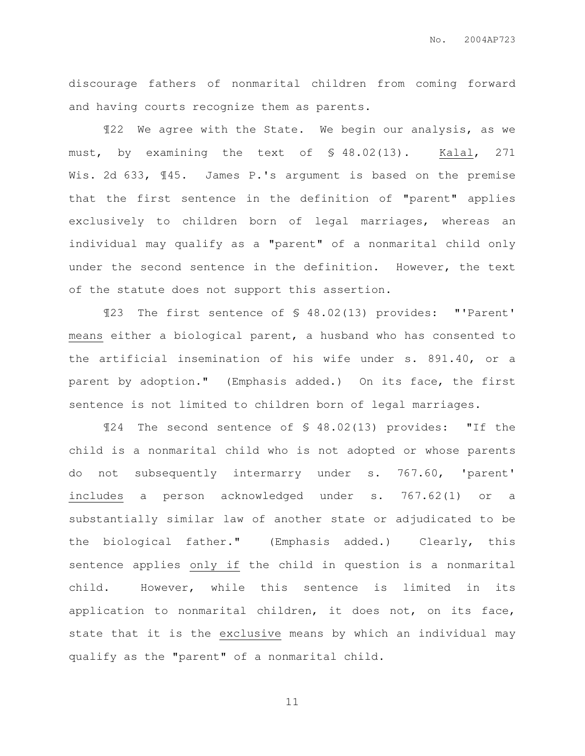discourage fathers of nonmarital children from coming forward and having courts recognize them as parents.

¶22 We agree with the State. We begin our analysis, as we must, by examining the text of § 48.02(13). Kalal, 271 Wis. 2d 633, ¶45. James P.'s argument is based on the premise that the first sentence in the definition of "parent" applies exclusively to children born of legal marriages, whereas an individual may qualify as a "parent" of a nonmarital child only under the second sentence in the definition. However, the text of the statute does not support this assertion.

¶23 The first sentence of § 48.02(13) provides: "'Parent' means either a biological parent, a husband who has consented to the artificial insemination of his wife under s. 891.40, or a parent by adoption." (Emphasis added.) On its face, the first sentence is not limited to children born of legal marriages.

¶24 The second sentence of § 48.02(13) provides: "If the child is a nonmarital child who is not adopted or whose parents do not subsequently intermarry under s. 767.60, 'parent' includes a person acknowledged under s. 767.62(1) or a substantially similar law of another state or adjudicated to be the biological father." (Emphasis added.) Clearly, this sentence applies only if the child in question is a nonmarital child. However, while this sentence is limited in its application to nonmarital children, it does not, on its face, state that it is the exclusive means by which an individual may qualify as the "parent" of a nonmarital child.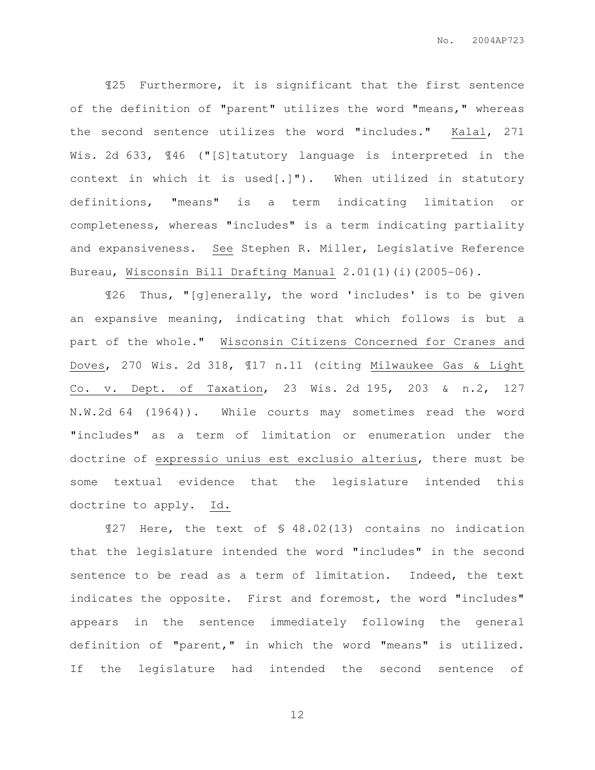¶25 Furthermore, it is significant that the first sentence of the definition of "parent" utilizes the word "means," whereas the second sentence utilizes the word "includes." Kalal, 271 Wis. 2d 633, ¶46 ("[S]tatutory language is interpreted in the context in which it is used[.]"). When utilized in statutory definitions, "means" is a term indicating limitation or completeness, whereas "includes" is a term indicating partiality and expansiveness. See Stephen R. Miller, Legislative Reference Bureau, Wisconsin Bill Drafting Manual 2.01(1)(i)(2005-06).

¶26 Thus, "[g]enerally, the word 'includes' is to be given an expansive meaning, indicating that which follows is but a part of the whole." Wisconsin Citizens Concerned for Cranes and Doves, 270 Wis. 2d 318, ¶17 n.11 (citing Milwaukee Gas & Light Co. v. Dept. of Taxation, 23 Wis. 2d 195, 203 & n.2, 127 N.W.2d 64 (1964)). While courts may sometimes read the word "includes" as a term of limitation or enumeration under the doctrine of expressio unius est exclusio alterius, there must be some textual evidence that the legislature intended this doctrine to apply. Id.

¶27 Here, the text of § 48.02(13) contains no indication that the legislature intended the word "includes" in the second sentence to be read as a term of limitation. Indeed, the text indicates the opposite. First and foremost, the word "includes" appears in the sentence immediately following the general definition of "parent," in which the word "means" is utilized. If the legislature had intended the second sentence of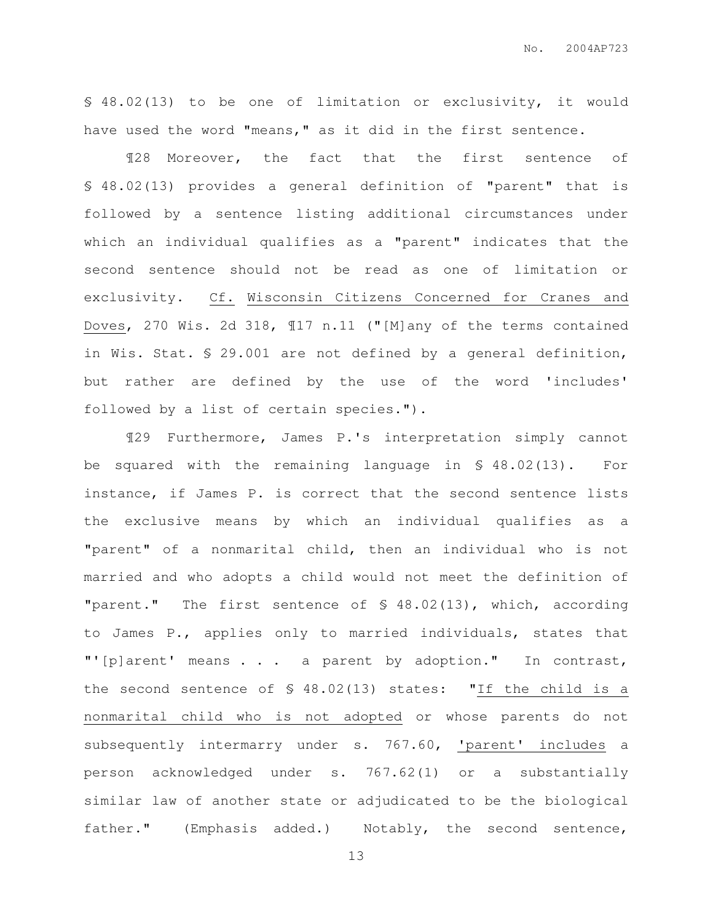§ 48.02(13) to be one of limitation or exclusivity, it would have used the word "means," as it did in the first sentence.

¶28 Moreover, the fact that the first sentence of § 48.02(13) provides a general definition of "parent" that is followed by a sentence listing additional circumstances under which an individual qualifies as a "parent" indicates that the second sentence should not be read as one of limitation or exclusivity. Cf. Wisconsin Citizens Concerned for Cranes and Doves, 270 Wis. 2d 318, ¶17 n.11 ("[M]any of the terms contained in Wis. Stat. § 29.001 are not defined by a general definition, but rather are defined by the use of the word 'includes' followed by a list of certain species.").

¶29 Furthermore, James P.'s interpretation simply cannot be squared with the remaining language in § 48.02(13). For instance, if James P. is correct that the second sentence lists the exclusive means by which an individual qualifies as a "parent" of a nonmarital child, then an individual who is not married and who adopts a child would not meet the definition of "parent." The first sentence of § 48.02(13), which, according to James P., applies only to married individuals, states that "'[p]arent' means . . . a parent by adoption." In contrast, the second sentence of § 48.02(13) states: "If the child is a nonmarital child who is not adopted or whose parents do not subsequently intermarry under s. 767.60, 'parent' includes a person acknowledged under s. 767.62(1) or a substantially similar law of another state or adjudicated to be the biological father." (Emphasis added.) Notably, the second sentence,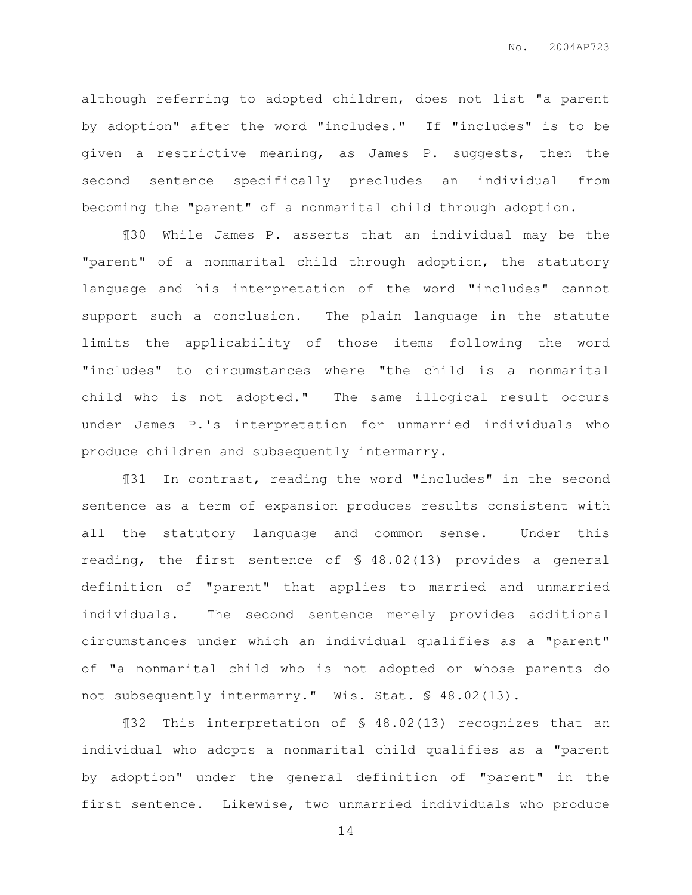although referring to adopted children, does not list "a parent by adoption" after the word "includes." If "includes" is to be given a restrictive meaning, as James P. suggests, then the second sentence specifically precludes an individual from becoming the "parent" of a nonmarital child through adoption.

¶30 While James P. asserts that an individual may be the "parent" of a nonmarital child through adoption, the statutory language and his interpretation of the word "includes" cannot support such a conclusion. The plain language in the statute limits the applicability of those items following the word "includes" to circumstances where "the child is a nonmarital child who is not adopted." The same illogical result occurs under James P.'s interpretation for unmarried individuals who produce children and subsequently intermarry.

¶31 In contrast, reading the word "includes" in the second sentence as a term of expansion produces results consistent with all the statutory language and common sense. Under this reading, the first sentence of § 48.02(13) provides a general definition of "parent" that applies to married and unmarried individuals. The second sentence merely provides additional circumstances under which an individual qualifies as a "parent" of "a nonmarital child who is not adopted or whose parents do not subsequently intermarry." Wis. Stat. § 48.02(13).

¶32 This interpretation of § 48.02(13) recognizes that an individual who adopts a nonmarital child qualifies as a "parent by adoption" under the general definition of "parent" in the first sentence. Likewise, two unmarried individuals who produce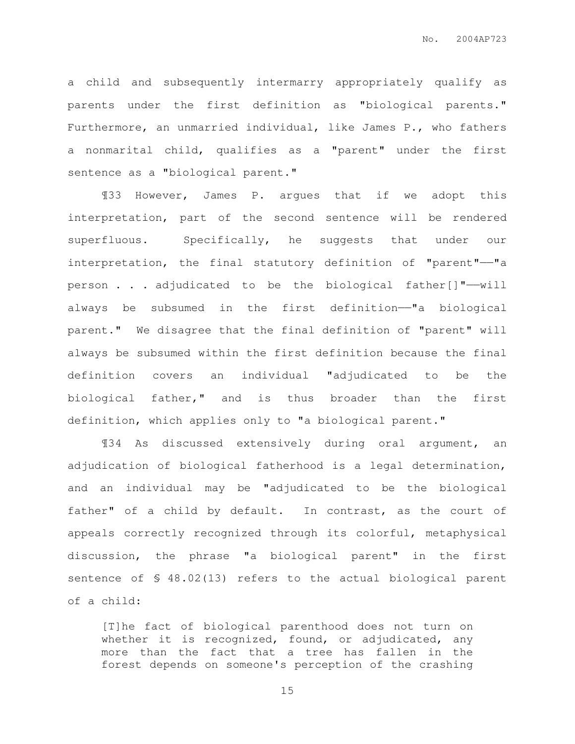a child and subsequently intermarry appropriately qualify as parents under the first definition as "biological parents." Furthermore, an unmarried individual, like James P., who fathers a nonmarital child, qualifies as a "parent" under the first sentence as a "biological parent."

¶33 However, James P. argues that if we adopt this interpretation, part of the second sentence will be rendered superfluous. Specifically, he suggests that under our interpretation, the final statutory definition of "parent"——"a person . . . adjudicated to be the biological father[]"——will always be subsumed in the first definition——"a biological parent." We disagree that the final definition of "parent" will always be subsumed within the first definition because the final definition covers an individual "adjudicated to be the biological father," and is thus broader than the first definition, which applies only to "a biological parent."

¶34 As discussed extensively during oral argument, an adjudication of biological fatherhood is a legal determination, and an individual may be "adjudicated to be the biological father" of a child by default. In contrast, as the court of appeals correctly recognized through its colorful, metaphysical discussion, the phrase "a biological parent" in the first sentence of § 48.02(13) refers to the actual biological parent of a child:

> [T]he fact of biological parenthood does not turn on whether it is recognized, found, or adjudicated, any more than the fact that a tree has fallen in the forest depends on someone's perception of the crashing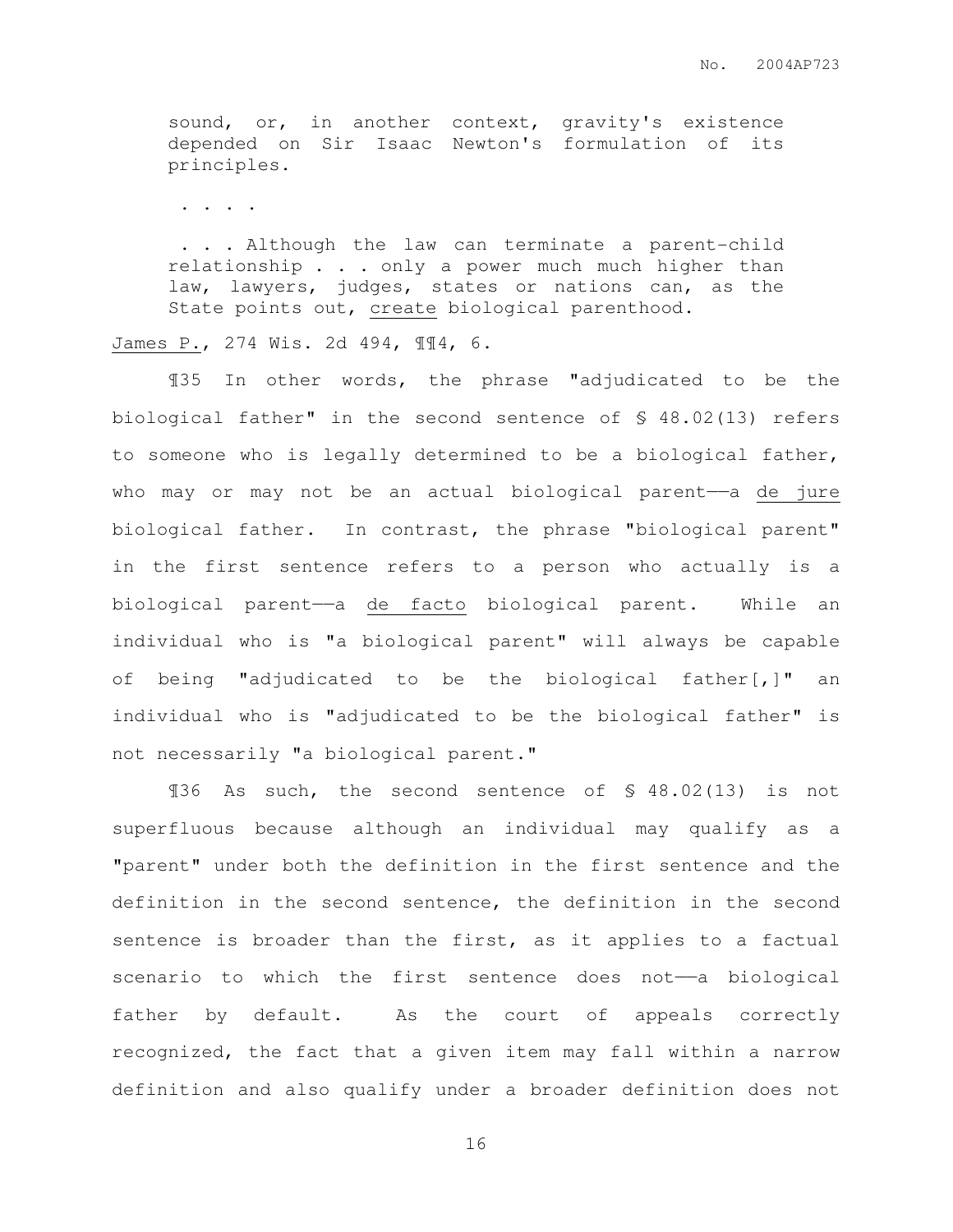> sound, or, in another context, gravity's existence depended on Sir Isaac Newton's formulation of its principles.
>
> . . . .
>
> . . . Although the law can terminate a parent-child relationship . . . only a power much much higher than law, lawyers, judges, states or nations can, as the State points out, create biological parenthood.

James P., 274 Wis. 2d 494, ¶¶4, 6.

¶35 In other words, the phrase "adjudicated to be the biological father" in the second sentence of § 48.02(13) refers to someone who is legally determined to be a biological father, who may or may not be an actual biological parent——a *de jure* biological father. In contrast, the phrase "biological parent" in the first sentence refers to a person who actually is a biological parent——a *de facto* biological parent. While an individual who is "a biological parent" will always be capable of being "adjudicated to be the biological father[,]" an individual who is "adjudicated to be the biological father" is not necessarily "a biological parent."

¶36 As such, the second sentence of § 48.02(13) is not superfluous because although an individual may qualify as a "parent" under both the definition in the first sentence and the definition in the second sentence, the definition in the second sentence is broader than the first, as it applies to a factual scenario to which the first sentence does not——a biological father by default. As the court of appeals correctly recognized, the fact that a given item may fall within a narrow definition and also qualify under a broader definition does not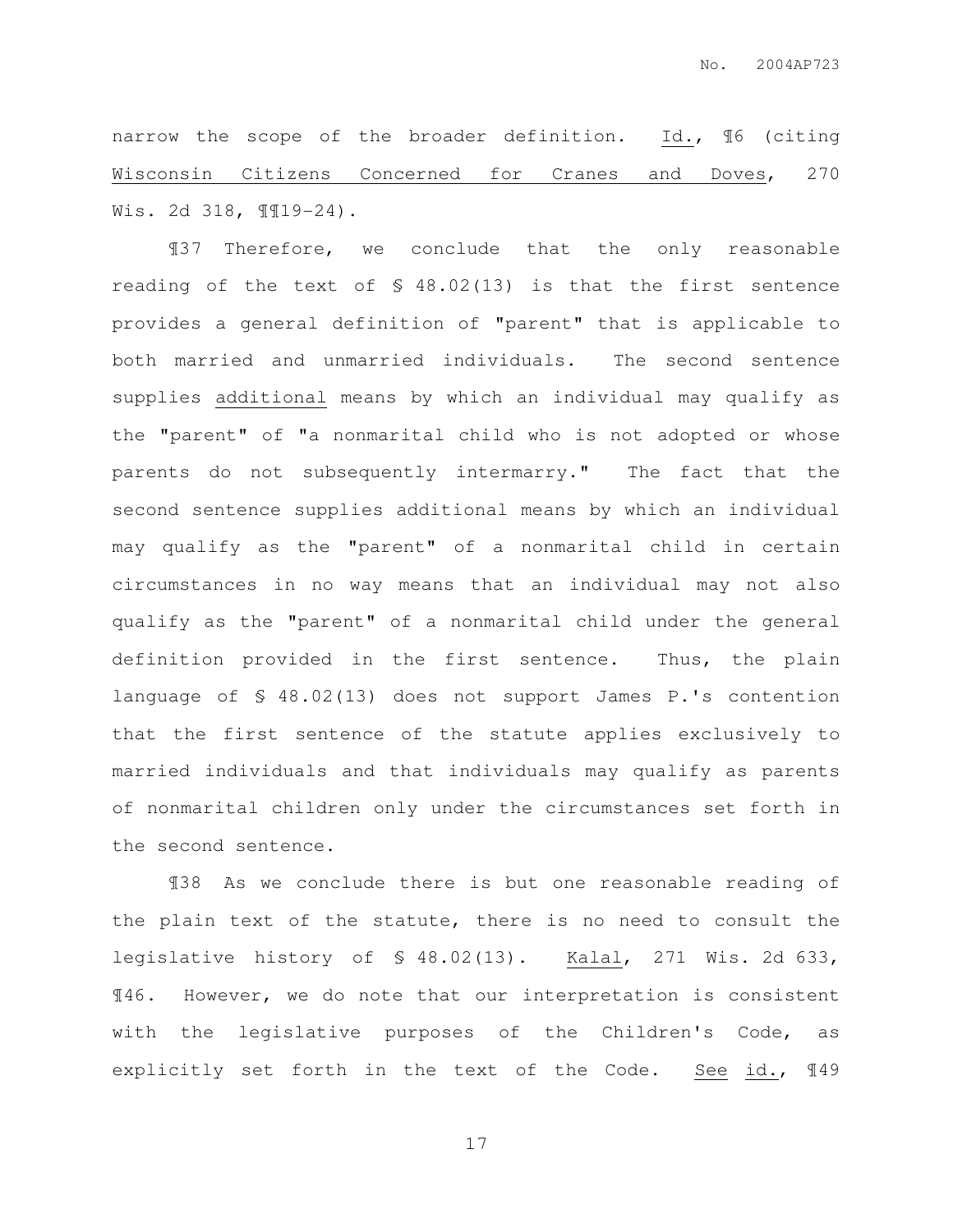narrow the scope of the broader definition. Id., ¶6 (citing Wisconsin Citizens Concerned for Cranes and Doves, 270 Wis. 2d 318, ¶¶19-24).

¶37 Therefore, we conclude that the only reasonable reading of the text of § 48.02(13) is that the first sentence provides a general definition of "parent" that is applicable to both married and unmarried individuals. The second sentence supplies additional means by which an individual may qualify as the "parent" of "a nonmarital child who is not adopted or whose parents do not subsequently intermarry." The fact that the second sentence supplies additional means by which an individual may qualify as the "parent" of a nonmarital child in certain circumstances in no way means that an individual may not also qualify as the "parent" of a nonmarital child under the general definition provided in the first sentence. Thus, the plain language of § 48.02(13) does not support James P.'s contention that the first sentence of the statute applies exclusively to married individuals and that individuals may qualify as parents of nonmarital children only under the circumstances set forth in the second sentence.

¶38 As we conclude there is but one reasonable reading of the plain text of the statute, there is no need to consult the legislative history of § 48.02(13). Kalal, 271 Wis. 2d 633, ¶46. However, we do note that our interpretation is consistent with the legislative purposes of the Children's Code, as explicitly set forth in the text of the Code. See id., ¶49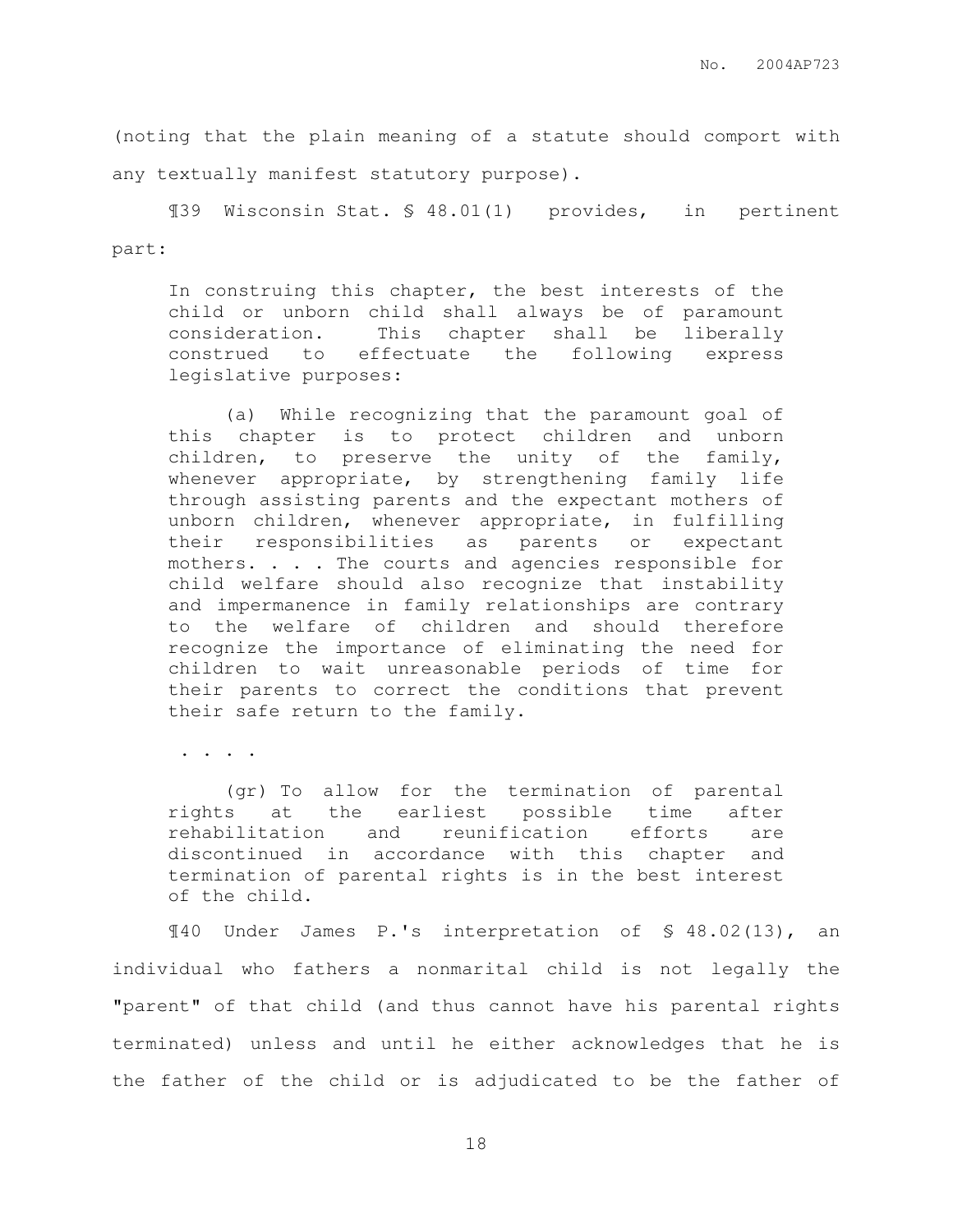(noting that the plain meaning of a statute should comport with any textually manifest statutory purpose).

¶39 Wisconsin Stat. § 48.01(1) provides, in pertinent part:

> In construing this chapter, the best interests of the child or unborn child shall always be of paramount consideration. This chapter shall be liberally construed to effectuate the following express legislative purposes:
>
> (a) While recognizing that the paramount goal of this chapter is to protect children and unborn children, to preserve the unity of the family, whenever appropriate, by strengthening family life through assisting parents and the expectant mothers of unborn children, whenever appropriate, in fulfilling their responsibilities as parents or expectant mothers. . . . The courts and agencies responsible for child welfare should also recognize that instability and impermanence in family relationships are contrary to the welfare of children and should therefore recognize the importance of eliminating the need for children to wait unreasonable periods of time for their parents to correct the conditions that prevent their safe return to the family.
>
> . . . .
>
> (gr) To allow for the termination of parental rights at the earliest possible time after rehabilitation and reunification efforts are discontinued in accordance with this chapter and termination of parental rights is in the best interest of the child.

¶40 Under James P.'s interpretation of § 48.02(13), an individual who fathers a nonmarital child is not legally the "parent" of that child (and thus cannot have his parental rights terminated) unless and until he either acknowledges that he is the father of the child or is adjudicated to be the father of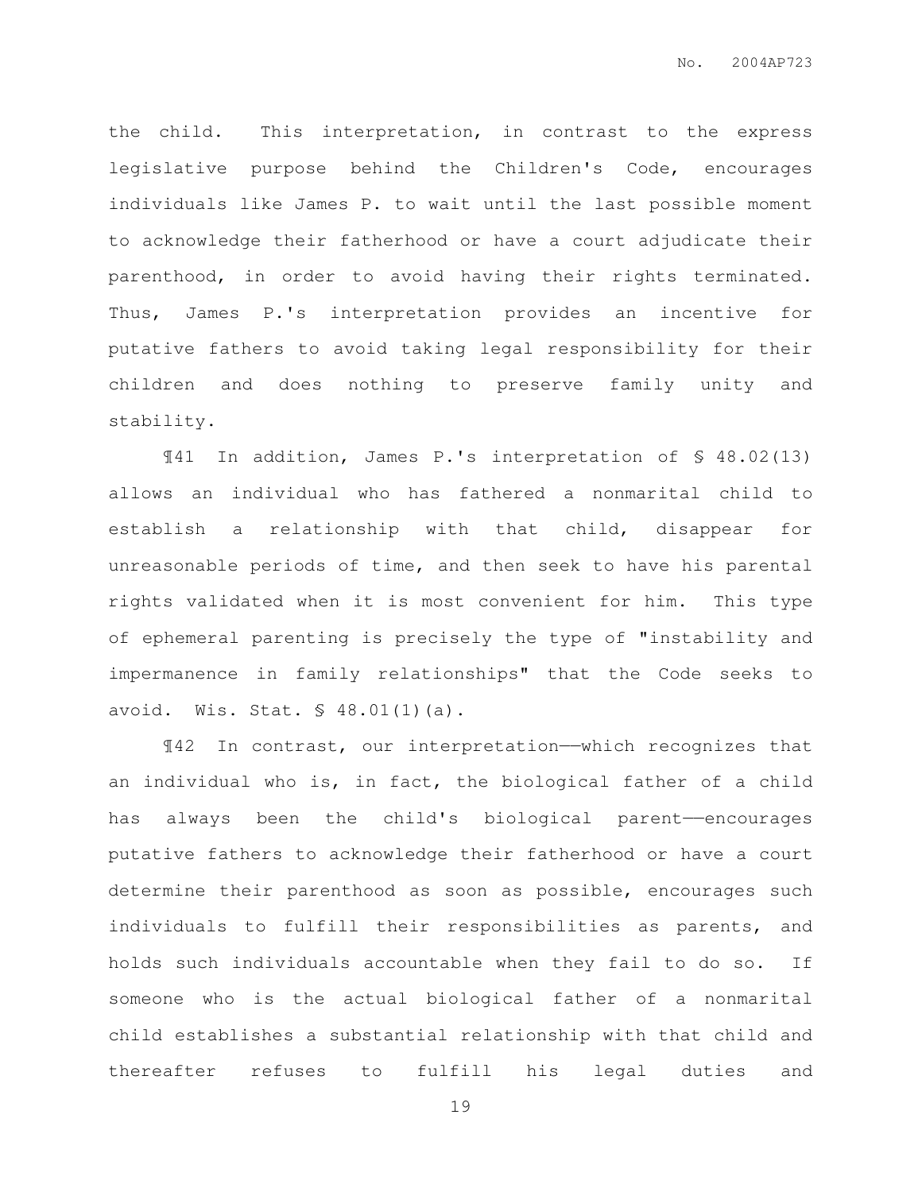the child. This interpretation, in contrast to the express legislative purpose behind the Children's Code, encourages individuals like James P. to wait until the last possible moment to acknowledge their fatherhood or have a court adjudicate their parenthood, in order to avoid having their rights terminated. Thus, James P.'s interpretation provides an incentive for putative fathers to avoid taking legal responsibility for their children and does nothing to preserve family unity and stability.

¶41 In addition, James P.'s interpretation of § 48.02(13) allows an individual who has fathered a nonmarital child to establish a relationship with that child, disappear for unreasonable periods of time, and then seek to have his parental rights validated when it is most convenient for him. This type of ephemeral parenting is precisely the type of "instability and impermanence in family relationships" that the Code seeks to avoid. Wis. Stat. § 48.01(1)(a).

¶42 In contrast, our interpretation——which recognizes that an individual who is, in fact, the biological father of a child has always been the child's biological parent——encourages putative fathers to acknowledge their fatherhood or have a court determine their parenthood as soon as possible, encourages such individuals to fulfill their responsibilities as parents, and holds such individuals accountable when they fail to do so. If someone who is the actual biological father of a nonmarital child establishes a substantial relationship with that child and thereafter refuses to fulfill his legal duties and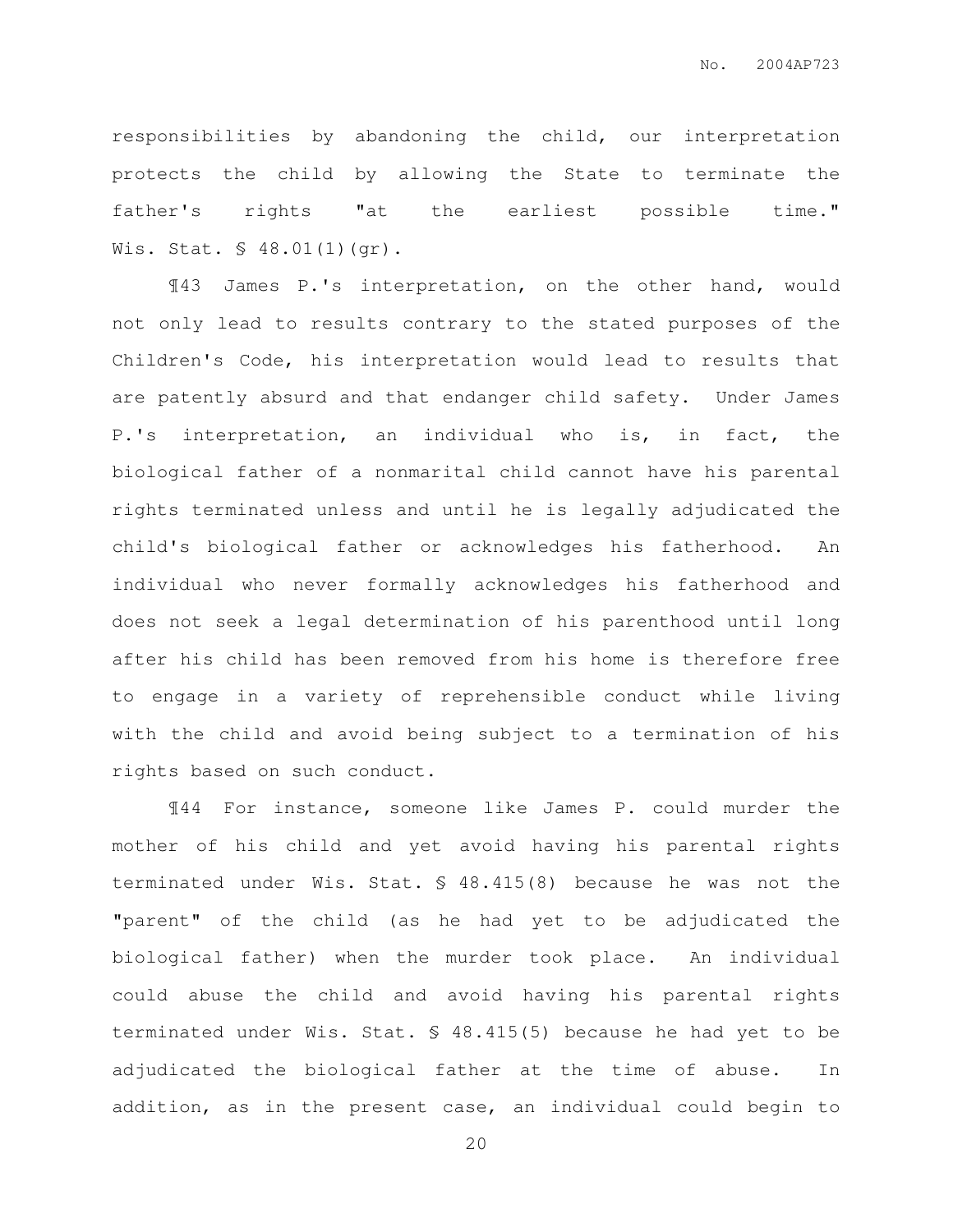responsibilities by abandoning the child, our interpretation protects the child by allowing the State to terminate the father's rights "at the earliest possible time." Wis. Stat. § 48.01(1)(gr).

¶43 James P.'s interpretation, on the other hand, would not only lead to results contrary to the stated purposes of the Children's Code, his interpretation would lead to results that are patently absurd and that endanger child safety. Under James P.'s interpretation, an individual who is, in fact, the biological father of a nonmarital child cannot have his parental rights terminated unless and until he is legally adjudicated the child's biological father or acknowledges his fatherhood. An individual who never formally acknowledges his fatherhood and does not seek a legal determination of his parenthood until long after his child has been removed from his home is therefore free to engage in a variety of reprehensible conduct while living with the child and avoid being subject to a termination of his rights based on such conduct.

¶44 For instance, someone like James P. could murder the mother of his child and yet avoid having his parental rights terminated under Wis. Stat. § 48.415(8) because he was not the "parent" of the child (as he had yet to be adjudicated the biological father) when the murder took place. An individual could abuse the child and avoid having his parental rights terminated under Wis. Stat. § 48.415(5) because he had yet to be adjudicated the biological father at the time of abuse. In addition, as in the present case, an individual could begin to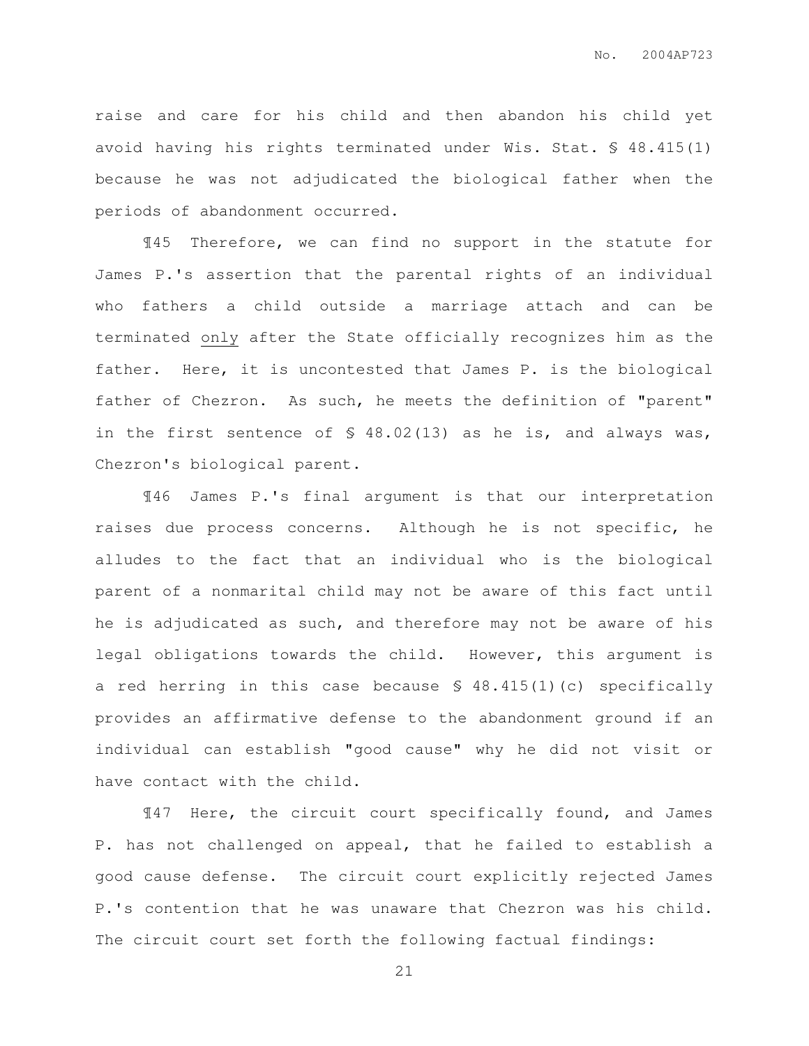raise and care for his child and then abandon his child yet avoid having his rights terminated under Wis. Stat. § 48.415(1) because he was not adjudicated the biological father when the periods of abandonment occurred.

¶45 Therefore, we can find no support in the statute for James P.'s assertion that the parental rights of an individual who fathers a child outside a marriage attach and can be terminated only after the State officially recognizes him as the father. Here, it is uncontested that James P. is the biological father of Chezron. As such, he meets the definition of "parent" in the first sentence of § 48.02(13) as he is, and always was, Chezron's biological parent.

¶46 James P.'s final argument is that our interpretation raises due process concerns. Although he is not specific, he alludes to the fact that an individual who is the biological parent of a nonmarital child may not be aware of this fact until he is adjudicated as such, and therefore may not be aware of his legal obligations towards the child. However, this argument is a red herring in this case because § 48.415(1)(c) specifically provides an affirmative defense to the abandonment ground if an individual can establish "good cause" why he did not visit or have contact with the child.

¶47 Here, the circuit court specifically found, and James P. has not challenged on appeal, that he failed to establish a good cause defense. The circuit court explicitly rejected James P.'s contention that he was unaware that Chezron was his child. The circuit court set forth the following factual findings: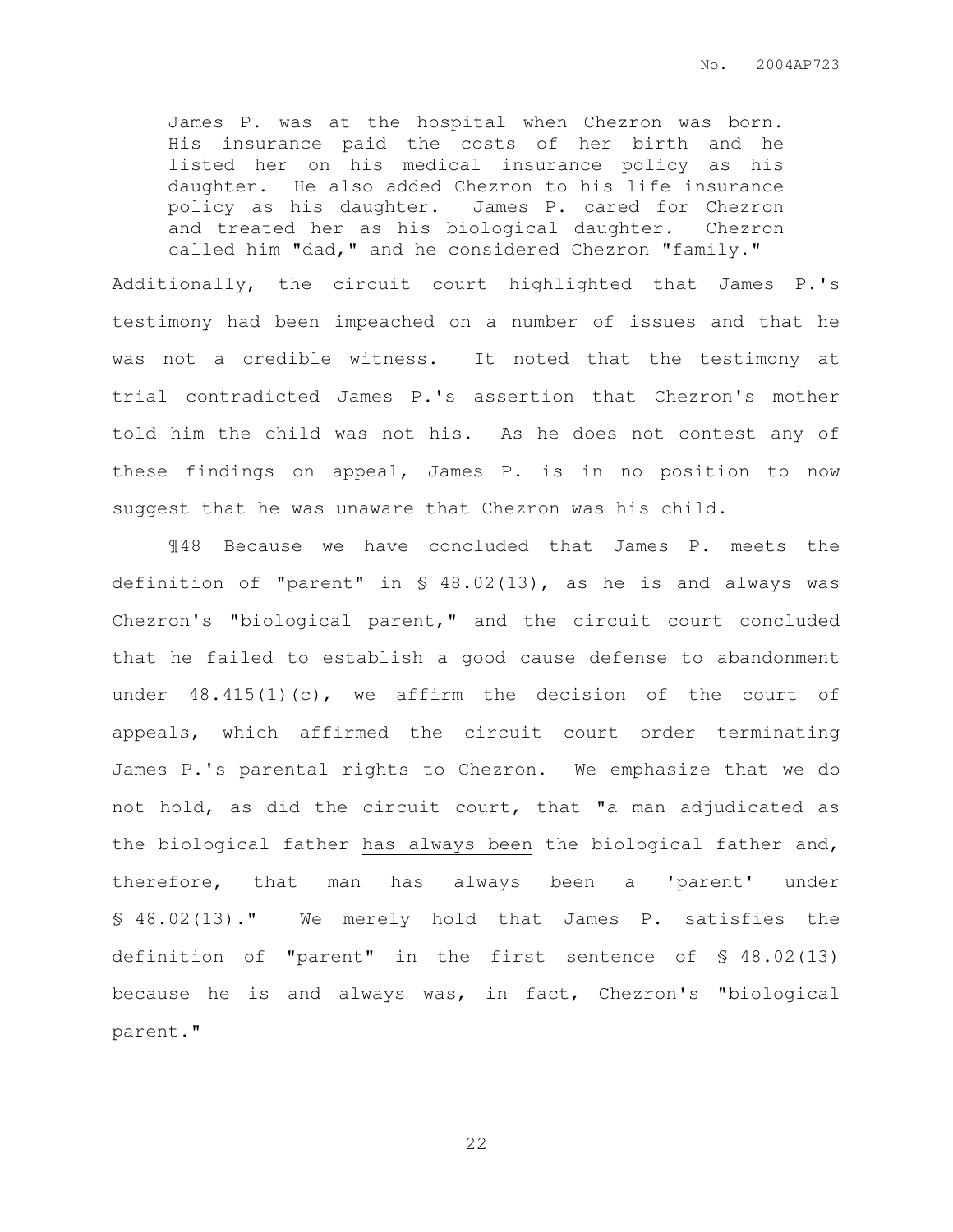> James P. was at the hospital when Chezron was born. His insurance paid the costs of her birth and he listed her on his medical insurance policy as his daughter. He also added Chezron to his life insurance policy as his daughter. James P. cared for Chezron and treated her as his biological daughter. Chezron called him "dad," and he considered Chezron "family."

Additionally, the circuit court highlighted that James P.'s testimony had been impeached on a number of issues and that he was not a credible witness. It noted that the testimony at trial contradicted James P.'s assertion that Chezron's mother told him the child was not his. As he does not contest any of these findings on appeal, James P. is in no position to now suggest that he was unaware that Chezron was his child.

¶48 Because we have concluded that James P. meets the definition of "parent" in § 48.02(13), as he is and always was Chezron's "biological parent," and the circuit court concluded that he failed to establish a good cause defense to abandonment under 48.415(1)(c), we affirm the decision of the court of appeals, which affirmed the circuit court order terminating James P.'s parental rights to Chezron. We emphasize that we do not hold, as did the circuit court, that "a man adjudicated as the biological father <u>has always been</u> the biological father and, therefore, that man has always been a 'parent' under § 48.02(13)." We merely hold that James P. satisfies the definition of "parent" in the first sentence of § 48.02(13) because he is and always was, in fact, Chezron's "biological parent."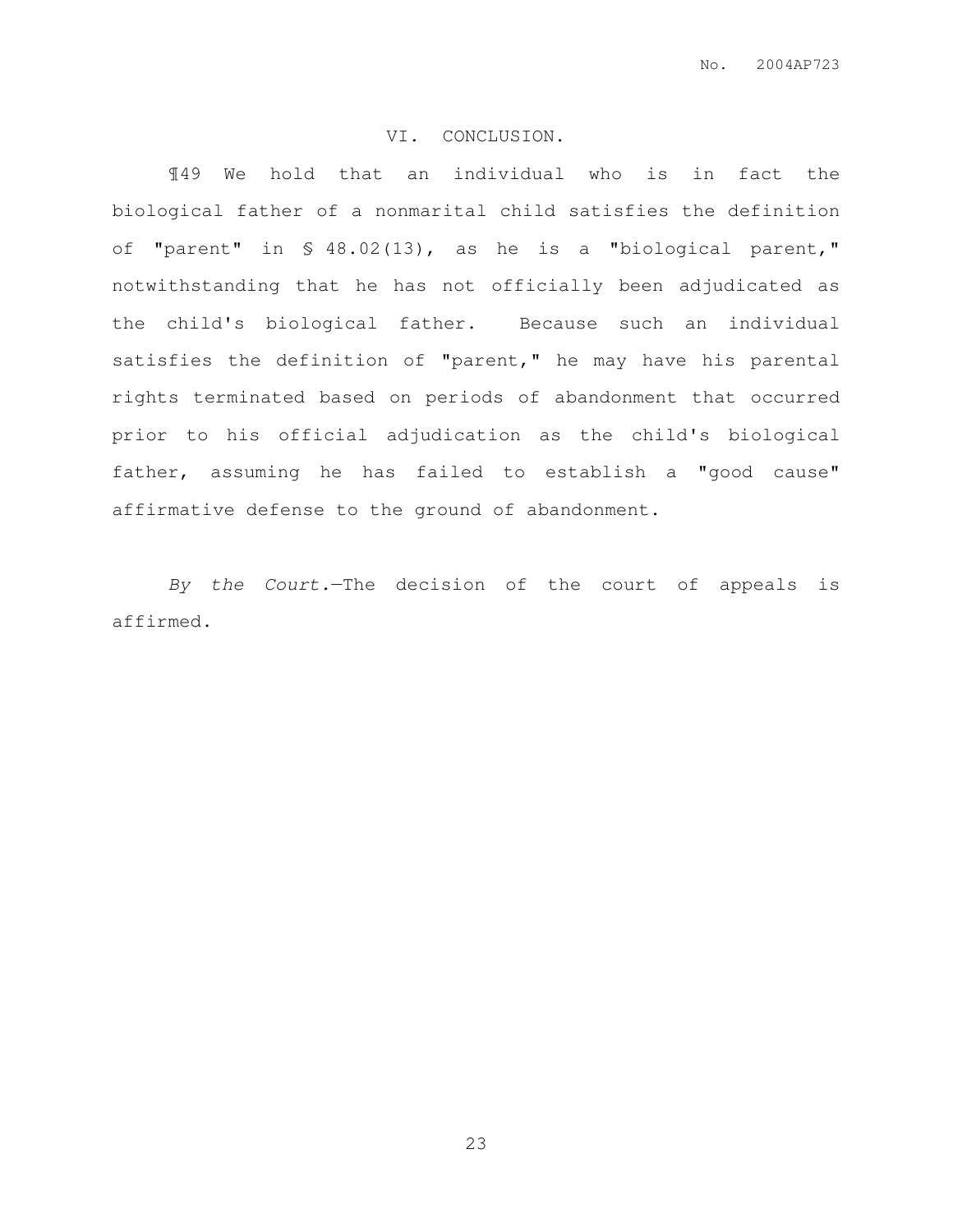## VI. CONCLUSION.

¶49 We hold that an individual who is in fact the biological father of a nonmarital child satisfies the definition of "parent" in § 48.02(13), as he is a "biological parent," notwithstanding that he has not officially been adjudicated as the child's biological father. Because such an individual satisfies the definition of "parent," he may have his parental rights terminated based on periods of abandonment that occurred prior to his official adjudication as the child's biological father, assuming he has failed to establish a "good cause" affirmative defense to the ground of abandonment.

*By the Court.*—The decision of the court of appeals is affirmed.